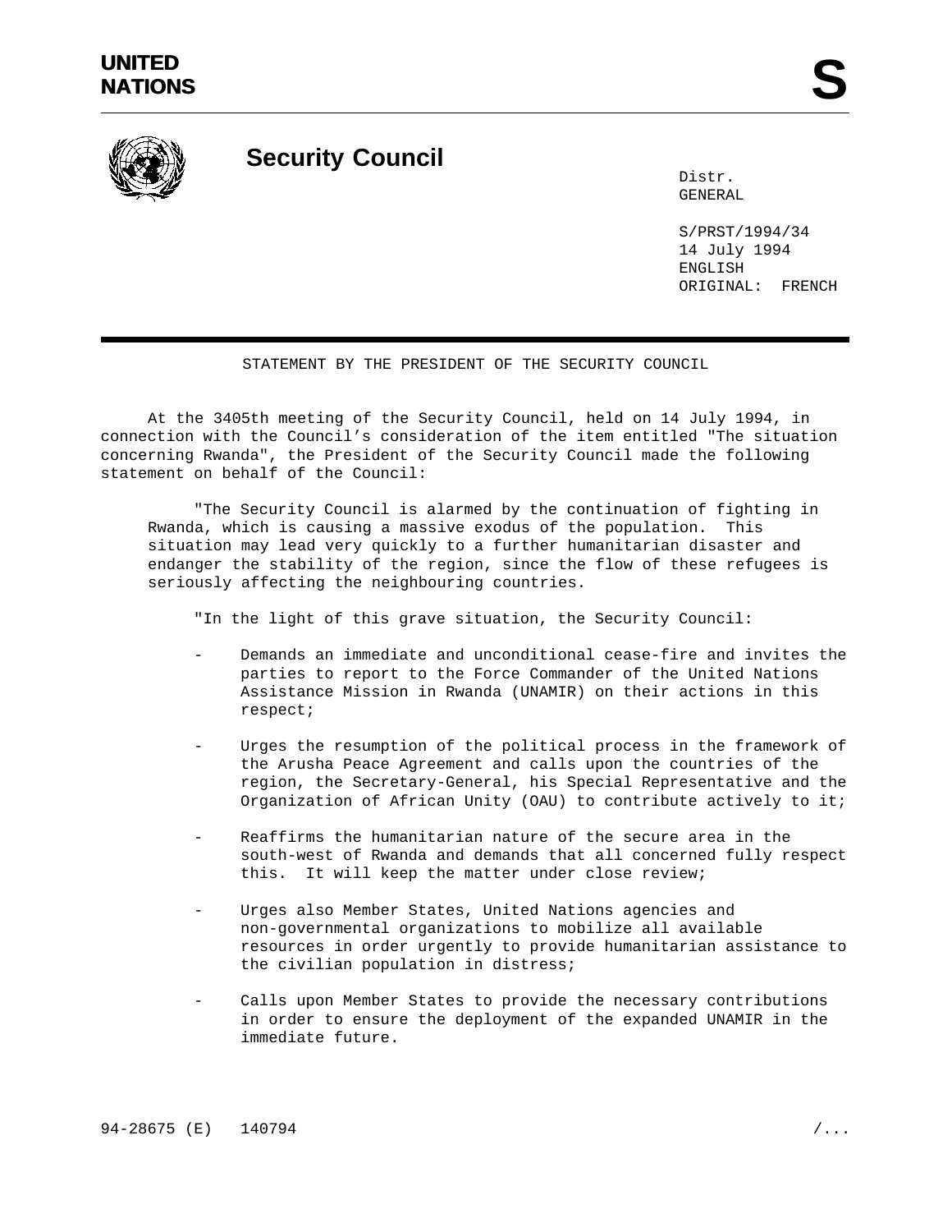**UNITED NATIONS**

# S

## Security Council

Distr.
GENERAL

S/PRST/1994/34
14 July 1994
ENGLISH
ORIGINAL: FRENCH

---

STATEMENT BY THE PRESIDENT OF THE SECURITY COUNCIL

At the 3405th meeting of the Security Council, held on 14 July 1994, in connection with the Council's consideration of the item entitled "The situation concerning Rwanda", the President of the Security Council made the following statement on behalf of the Council:

> "The Security Council is alarmed by the continuation of fighting in Rwanda, which is causing a massive exodus of the population. This situation may lead very quickly to a further humanitarian disaster and endanger the stability of the region, since the flow of these refugees is seriously affecting the neighbouring countries.
>
> "In the light of this grave situation, the Security Council:
>
> - Demands an immediate and unconditional cease-fire and invites the parties to report to the Force Commander of the United Nations Assistance Mission in Rwanda (UNAMIR) on their actions in this respect;
> - Urges the resumption of the political process in the framework of the Arusha Peace Agreement and calls upon the countries of the region, the Secretary-General, his Special Representative and the Organization of African Unity (OAU) to contribute actively to it;
> - Reaffirms the humanitarian nature of the secure area in the south-west of Rwanda and demands that all concerned fully respect this. It will keep the matter under close review;
> - Urges also Member States, United Nations agencies and non-governmental organizations to mobilize all available resources in order urgently to provide humanitarian assistance to the civilian population in distress;
> - Calls upon Member States to provide the necessary contributions in order to ensure the deployment of the expanded UNAMIR in the immediate future.

94-28675 (E) 140794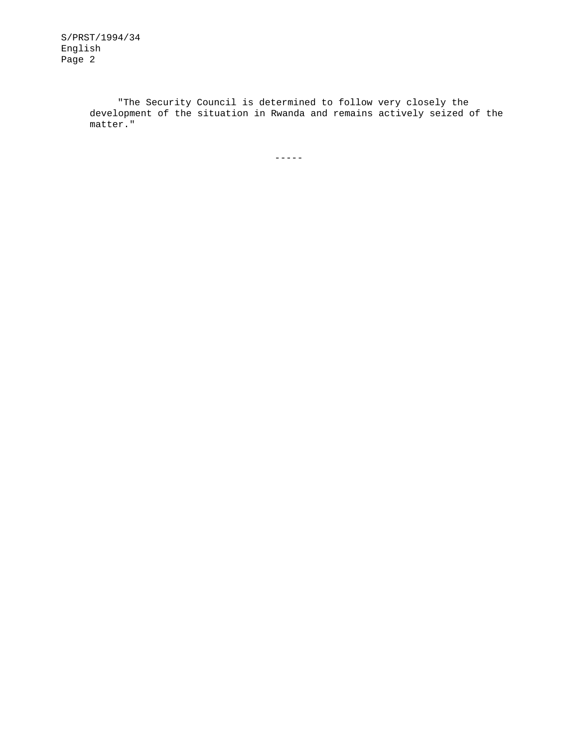"The Security Council is determined to follow very closely the development of the situation in Rwanda and remains actively seized of the matter."

-----